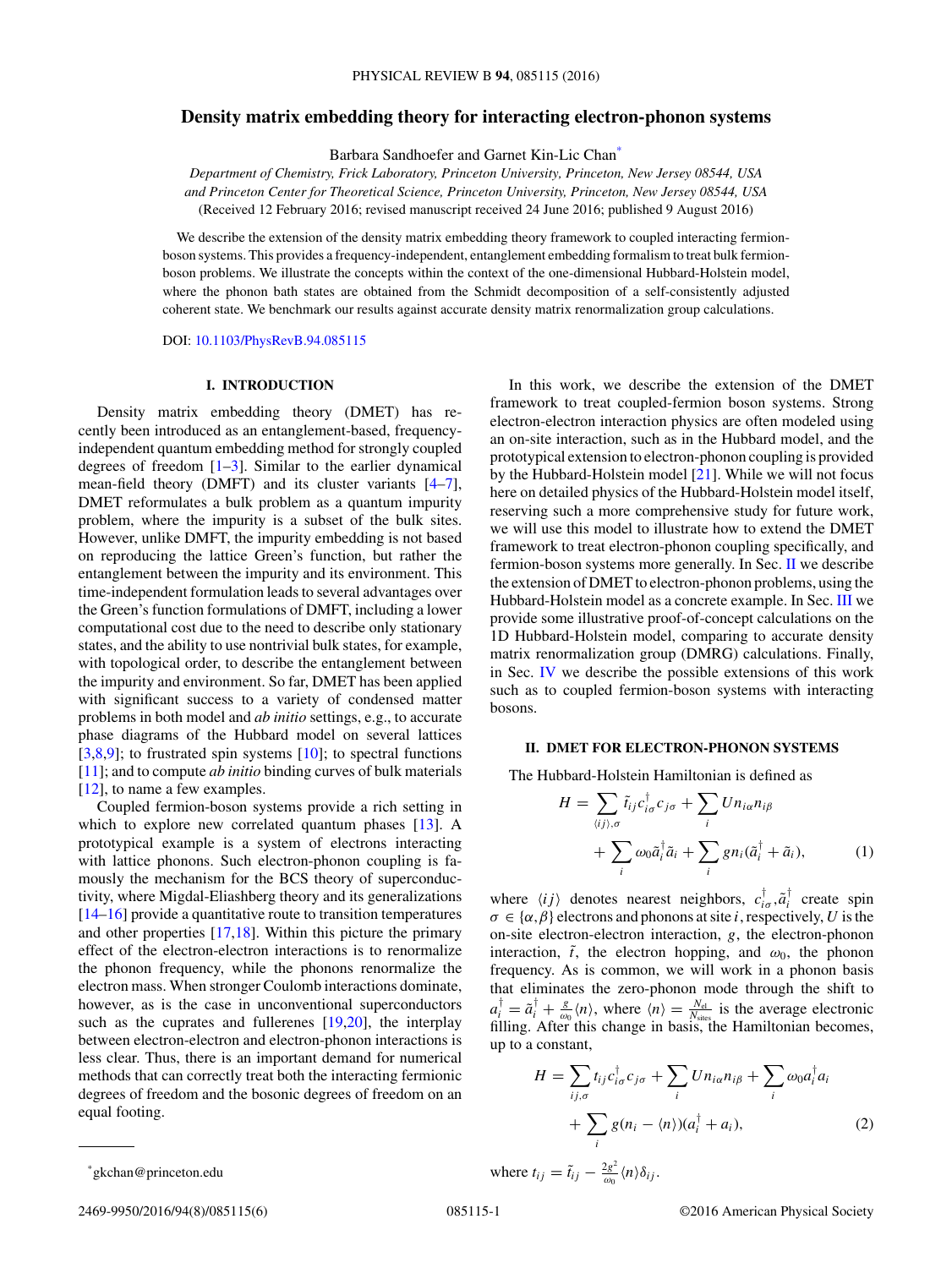# Density matrix embedding theory for interacting electron-phonon systems

Barbara Sandhoefer and Garnet Kin-Lic Chan[*]

*Department of Chemistry, Frick Laboratory, Princeton University, Princeton, New Jersey 08544, USA*
*and Princeton Center for Theoretical Science, Princeton University, Princeton, New Jersey 08544, USA*
(Received 12 February 2016; revised manuscript received 24 June 2016; published 9 August 2016)

We describe the extension of the density matrix embedding theory framework to coupled interacting fermion-boson systems. This provides a frequency-independent, entanglement embedding formalism to treat bulk fermion-boson problems. We illustrate the concepts within the context of the one-dimensional Hubbard-Holstein model, where the phonon bath states are obtained from the Schmidt decomposition of a self-consistently adjusted coherent state. We benchmark our results against accurate density matrix renormalization group calculations.

DOI: 10.1103/PhysRevB.94.085115

## I. INTRODUCTION

Density matrix embedding theory (DMET) has recently been introduced as an entanglement-based, frequency-independent quantum embedding method for strongly coupled degrees of freedom [1–3]. Similar to the earlier dynamical mean-field theory (DMFT) and its cluster variants [4–7], DMET reformulates a bulk problem as a quantum impurity problem, where the impurity is a subset of the bulk sites. However, unlike DMFT, the impurity embedding is not based on reproducing the lattice Green's function, but rather the entanglement between the impurity and its environment. This time-independent formulation leads to several advantages over the Green's function formulations of DMFT, including a lower computational cost due to the need to describe only stationary states, and the ability to use nontrivial bulk states, for example, with topological order, to describe the entanglement between the impurity and environment. So far, DMET has been applied with significant success to a variety of condensed matter problems in both model and *ab initio* settings, e.g., to accurate phase diagrams of the Hubbard model on several lattices [3,8,9]; to frustrated spin systems [10]; to spectral functions [11]; and to compute *ab initio* binding curves of bulk materials [12], to name a few examples.

Coupled fermion-boson systems provide a rich setting in which to explore new correlated quantum phases [13]. A prototypical example is a system of electrons interacting with lattice phonons. Such electron-phonon coupling is famously the mechanism for the BCS theory of superconductivity, where Migdal-Eliashberg theory and its generalizations [14–16] provide a quantitative route to transition temperatures and other properties [17,18]. Within this picture the primary effect of the electron-electron interactions is to renormalize the phonon frequency, while the phonons renormalize the electron mass. When stronger Coulomb interactions dominate, however, as is the case in unconventional superconductors such as the cuprates and fullerenes [19,20], the interplay between electron-electron and electron-phonon interactions is less clear. Thus, there is an important demand for numerical methods that can correctly treat both the interacting fermionic degrees of freedom and the bosonic degrees of freedom on an equal footing.

In this work, we describe the extension of the DMET framework to treat coupled-fermion boson systems. Strong electron-electron interaction physics are often modeled using an on-site interaction, such as in the Hubbard model, and the prototypical extension to electron-phonon coupling is provided by the Hubbard-Holstein model [21]. While we will not focus here on detailed physics of the Hubbard-Holstein model itself, reserving such a more comprehensive study for future work, we will use this model to illustrate how to extend the DMET framework to treat electron-phonon coupling specifically, and fermion-boson systems more generally. In Sec. II we describe the extension of DMET to electron-phonon problems, using the Hubbard-Holstein model as a concrete example. In Sec. III we provide some illustrative proof-of-concept calculations on the 1D Hubbard-Holstein model, comparing to accurate density matrix renormalization group (DMRG) calculations. Finally, in Sec. IV we describe the possible extensions of this work such as to coupled fermion-boson systems with interacting bosons.

## II. DMET FOR ELECTRON-PHONON SYSTEMS

The Hubbard-Holstein Hamiltonian is defined as

$$H = \sum_{\langle ij\rangle,\sigma} \tilde{t}_{ij} c^{\dagger}_{i\sigma} c_{j\sigma} + \sum_i U n_{i\alpha} n_{i\beta} + \sum_i \omega_0 \tilde{a}^{\dagger}_i \tilde{a}_i + \sum_i g n_i (\tilde{a}^{\dagger}_i + \tilde{a}_i), \tag{1}$$

where $\langle ij\rangle$ denotes nearest neighbors, $c^{\dagger}_{i\sigma}, \tilde{a}^{\dagger}_i$ create spin $\sigma \in \{\alpha,\beta\}$ electrons and phonons at site $i$, respectively, $U$ is the on-site electron-electron interaction, $g$, the electron-phonon interaction, $\tilde{t}$, the electron hopping, and $\omega_0$, the phonon frequency. As is common, we will work in a phonon basis that eliminates the zero-phonon mode through the shift to $a^{\dagger}_i = \tilde{a}^{\dagger}_i + \frac{g}{\omega_0}\langle n\rangle$, where $\langle n\rangle = \frac{N_{\rm el}}{N_{\rm sites}}$ is the average electronic filling. After this change in basis, the Hamiltonian becomes, up to a constant,

$$H = \sum_{ij,\sigma} t_{ij} c^{\dagger}_{i\sigma} c_{j\sigma} + \sum_i U n_{i\alpha} n_{i\beta} + \sum_i \omega_0 a^{\dagger}_i a_i + \sum_i g(n_i - \langle n\rangle)(a^{\dagger}_i + a_i), \tag{2}$$

where $t_{ij} = \tilde{t}_{ij} - \frac{2g^2}{\omega_0}\langle n\rangle \delta_{ij}$.

[*] gkchan@princeton.edu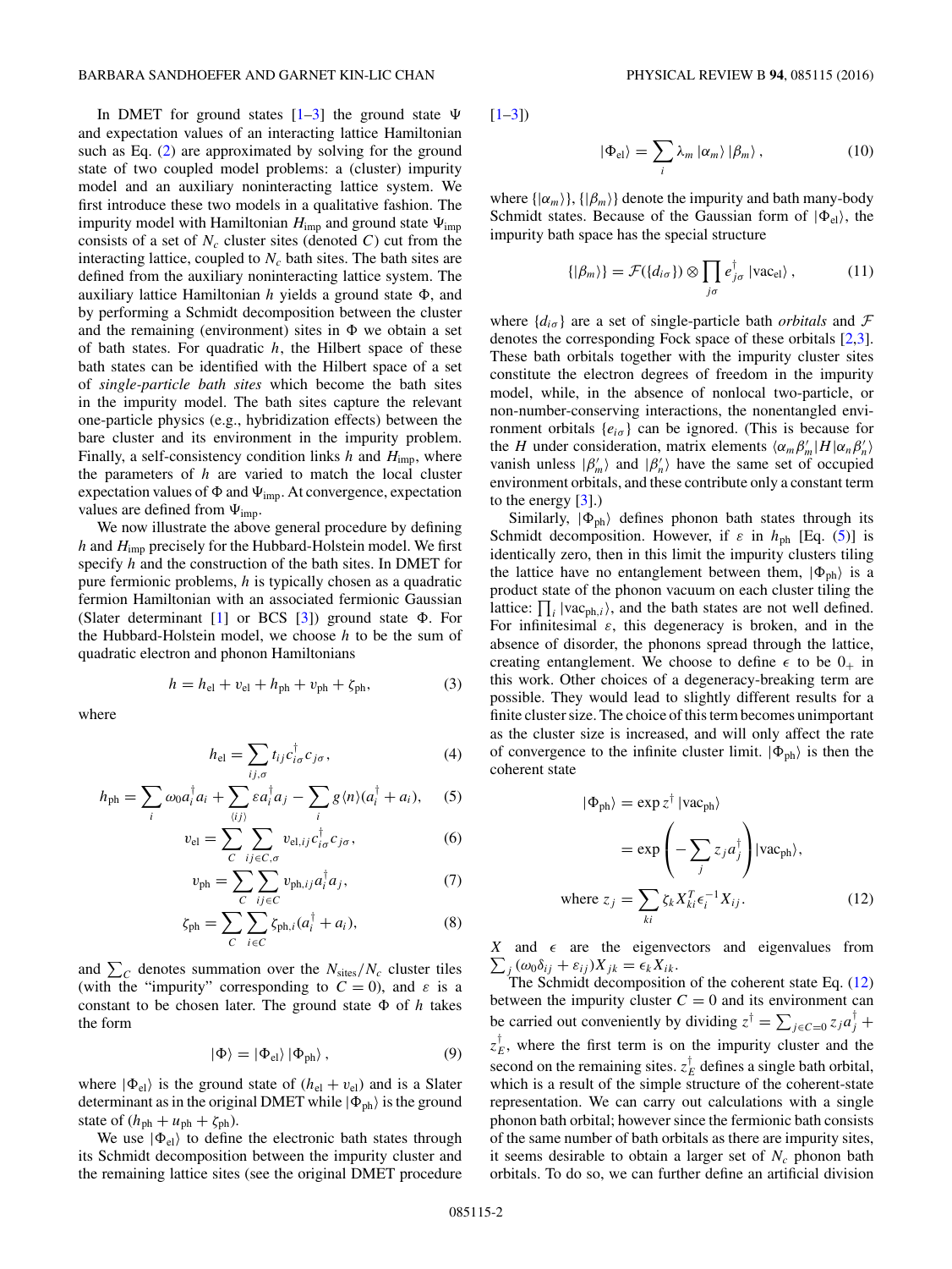In DMET for ground states [1–3] the ground state $\Psi$ and expectation values of an interacting lattice Hamiltonian such as Eq. (2) are approximated by solving for the ground state of two coupled model problems: a (cluster) impurity model and an auxiliary noninteracting lattice system. We first introduce these two models in a qualitative fashion. The impurity model with Hamiltonian $H_{\text{imp}}$ and ground state $\Psi_{\text{imp}}$ consists of a set of $N_c$ cluster sites (denoted $C$) cut from the interacting lattice, coupled to $N_c$ bath sites. The bath sites are defined from the auxiliary noninteracting lattice system. The auxiliary lattice Hamiltonian $h$ yields a ground state $\Phi$, and by performing a Schmidt decomposition between the cluster and the remaining (environment) sites in $\Phi$ we obtain a set of bath states. For quadratic $h$, the Hilbert space of these bath states can be identified with the Hilbert space of a set of *single-particle bath sites* which become the bath sites in the impurity model. The bath sites capture the relevant one-particle physics (e.g., hybridization effects) between the bare cluster and its environment in the impurity problem. Finally, a self-consistency condition links $h$ and $H_{\text{imp}}$, where the parameters of $h$ are varied to match the local cluster expectation values of $\Phi$ and $\Psi_{\text{imp}}$. At convergence, expectation values are defined from $\Psi_{\text{imp}}$.

We now illustrate the above general procedure by defining $h$ and $H_{\text{imp}}$ precisely for the Hubbard-Holstein model. We first specify $h$ and the construction of the bath sites. In DMET for pure fermionic problems, $h$ is typically chosen as a quadratic fermion Hamiltonian with an associated fermionic Gaussian (Slater determinant [1] or BCS [3]) ground state $\Phi$. For the Hubbard-Holstein model, we choose $h$ to be the sum of quadratic electron and phonon Hamiltonians

$$h = h_{\text{el}} + v_{\text{el}} + h_{\text{ph}} + v_{\text{ph}} + \zeta_{\text{ph}}, \tag{3}$$

where

$$h_{\text{el}} = \sum_{ij,\sigma} t_{ij} c_{i\sigma}^\dagger c_{j\sigma}, \tag{4}$$

$$h_{\text{ph}} = \sum_i \omega_0 a_i^\dagger a_i + \sum_{\langle ij \rangle} \varepsilon a_i^\dagger a_j - \sum_i g \langle n \rangle (a_i^\dagger + a_i), \tag{5}$$

$$v_{\text{el}} = \sum_C \sum_{ij \in C,\sigma} v_{\text{el},ij} c_{i\sigma}^\dagger c_{j\sigma}, \tag{6}$$

$$v_{\text{ph}} = \sum_C \sum_{ij \in C} v_{\text{ph},ij} a_i^\dagger a_j, \tag{7}$$

$$\zeta_{\text{ph}} = \sum_C \sum_{i \in C} \zeta_{\text{ph},i} (a_i^\dagger + a_i), \tag{8}$$

and $\sum_C$ denotes summation over the $N_{\text{sites}}/N_c$ cluster tiles (with the "impurity" corresponding to $C = 0$), and $\varepsilon$ is a constant to be chosen later. The ground state $\Phi$ of $h$ takes the form

$$|\Phi\rangle = |\Phi_{\text{el}}\rangle |\Phi_{\text{ph}}\rangle, \tag{9}$$

where $|\Phi_{\text{el}}\rangle$ is the ground state of $(h_{\text{el}} + v_{\text{el}})$ and is a Slater determinant as in the original DMET while $|\Phi_{\text{ph}}\rangle$ is the ground state of $(h_{\text{ph}} + u_{\text{ph}} + \zeta_{\text{ph}})$.

We use $|\Phi_{\text{el}}\rangle$ to define the electronic bath states through its Schmidt decomposition between the impurity cluster and the remaining lattice sites (see the original DMET procedure [1–3])

$$|\Phi_{\text{el}}\rangle = \sum_i \lambda_m |\alpha_m\rangle |\beta_m\rangle, \tag{10}$$

where $\{|\alpha_m\rangle\}$, $\{|\beta_m\rangle\}$ denote the impurity and bath many-body Schmidt states. Because of the Gaussian form of $|\Phi_{\text{el}}\rangle$, the impurity bath space has the special structure

$$\{|\beta_m\rangle\} = \mathcal{F}(\{d_{i\sigma}\}) \otimes \prod_{j\sigma} e_{j\sigma}^\dagger |\text{vac}_{\text{el}}\rangle, \tag{11}$$

where $\{d_{i\sigma}\}$ are a set of single-particle bath *orbitals* and $\mathcal{F}$ denotes the corresponding Fock space of these orbitals [2,3]. These bath orbitals together with the impurity cluster sites constitute the electron degrees of freedom in the impurity model, while, in the absence of nonlocal two-particle, or non-number-conserving interactions, the nonentangled environment orbitals $\{e_{i\sigma}\}$ can be ignored. (This is because for the $H$ under consideration, matrix elements $\langle \alpha_m \beta_m' | H | \alpha_n \beta_n' \rangle$ vanish unless $|\beta_m'\rangle$ and $|\beta_n'\rangle$ have the same set of occupied environment orbitals, and these contribute only a constant term to the energy [3].)

Similarly, $|\Phi_{\text{ph}}\rangle$ defines phonon bath states through its Schmidt decomposition. However, if $\varepsilon$ in $h_{\text{ph}}$ [Eq. (5)] is identically zero, then in this limit the impurity clusters tiling the lattice have no entanglement between them, $|\Phi_{\text{ph}}\rangle$ is a product state of the phonon vacuum on each cluster tiling the lattice: $\prod_i |\text{vac}_{\text{ph},i}\rangle$, and the bath states are not well defined. For infinitesimal $\varepsilon$, this degeneracy is broken, and in the absence of disorder, the phonons spread through the lattice, creating entanglement. We choose to define $\epsilon$ to be $0_+$ in this work. Other choices of a degeneracy-breaking term are possible. They would lead to slightly different results for a finite cluster size. The choice of this term becomes unimportant as the cluster size is increased, and will only affect the rate of convergence to the infinite cluster limit. $|\Phi_{\text{ph}}\rangle$ is then the coherent state

$$
\begin{aligned}
|\Phi_{\text{ph}}\rangle &= \exp z^\dagger |\text{vac}_{\text{ph}}\rangle \\
&= \exp\left(-\sum_j z_j a_j^\dagger\right)|\text{vac}_{\text{ph}}\rangle, \\
\text{where } z_j &= \sum_{ki} \zeta_k X_{ki}^T \epsilon_i^{-1} X_{ij}.
\end{aligned} \tag{12}
$$

$X$ and $\epsilon$ are the eigenvectors and eigenvalues from $\sum_j (\omega_0 \delta_{ij} + \varepsilon_{ij}) X_{jk} = \epsilon_k X_{ik}$.

The Schmidt decomposition of the coherent state Eq. (12) between the impurity cluster $C = 0$ and its environment can be carried out conveniently by dividing $z^\dagger = \sum_{j \in C=0} z_j a_j^\dagger + z_E^\dagger$, where the first term is on the impurity cluster and the second on the remaining sites. $z_E^\dagger$ defines a single bath orbital, which is a result of the simple structure of the coherent-state representation. We can carry out calculations with a single phonon bath orbital; however since the fermionic bath consists of the same number of bath orbitals as there are impurity sites, it seems desirable to obtain a larger set of $N_c$ phonon bath orbitals. To do so, we can further define an artificial division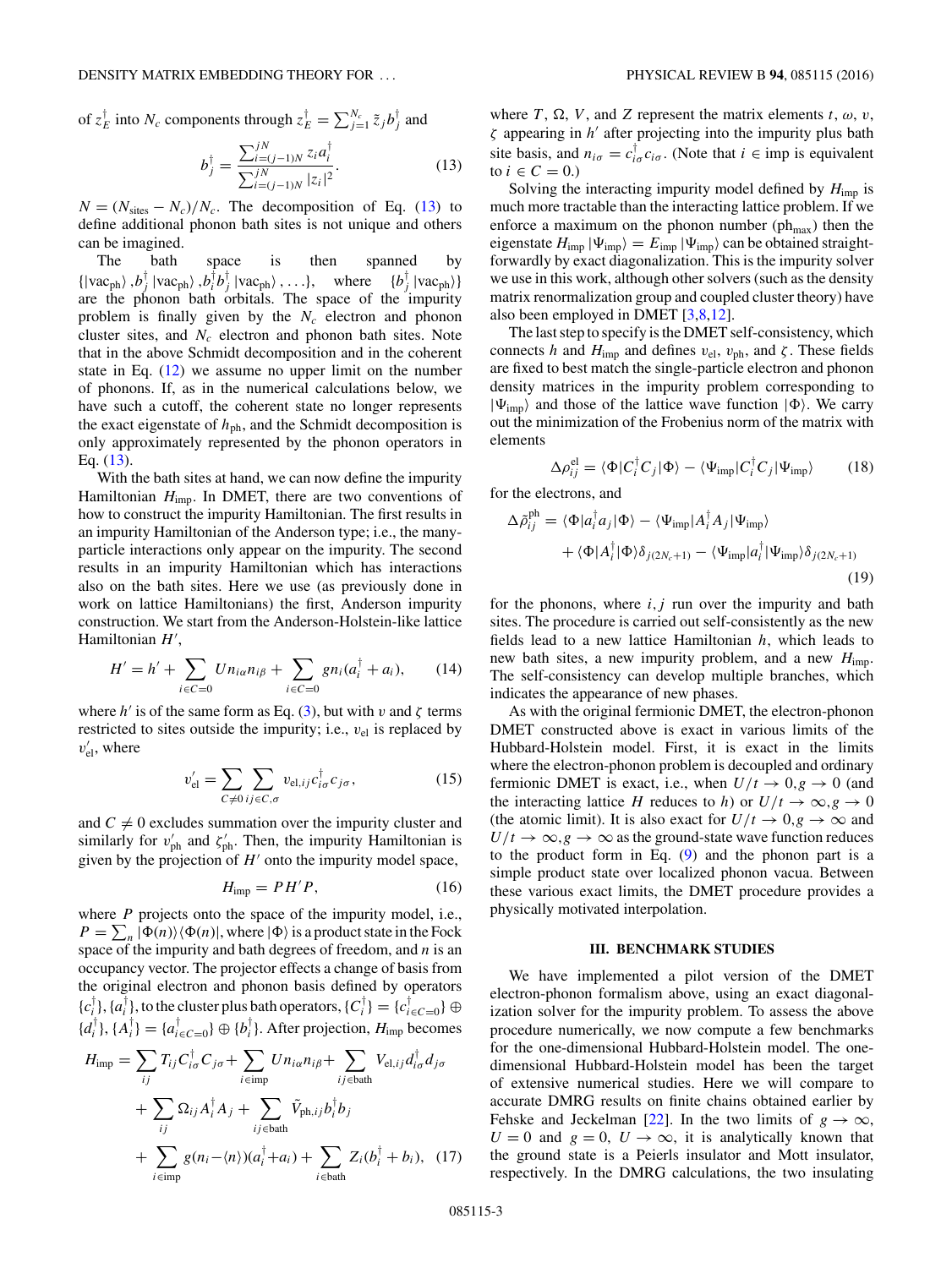of $z_E^\dagger$ into $N_c$ components through $z_E^\dagger = \sum_{j=1}^{N_c} \tilde{z}_j b_j^\dagger$ and

$$b_j^\dagger = \frac{\sum_{i=(j-1)N}^{jN} z_i a_i^\dagger}{\sum_{i=(j-1)N}^{jN} |z_i|^2}. \tag{13}$$

$N = (N_{\rm sites} - N_c)/N_c$. The decomposition of Eq. (13) to define additional phonon bath sites is not unique and others can be imagined.

The bath space is then spanned by $\{|{\rm vac_{ph}}\rangle, b_j^\dagger|{\rm vac_{ph}}\rangle, b_i^\dagger b_j^\dagger|{\rm vac_{ph}}\rangle, \ldots\}$, where $\{b_j^\dagger|{\rm vac_{ph}}\rangle\}$ are the phonon bath orbitals. The space of the impurity problem is finally given by the $N_c$ electron and phonon cluster sites, and $N_c$ electron and phonon bath sites. Note that in the above Schmidt decomposition and in the coherent state in Eq. (12) we assume no upper limit on the number of phonons. If, as in the numerical calculations below, we have such a cutoff, the coherent state no longer represents the exact eigenstate of $h_{\rm ph}$, and the Schmidt decomposition is only approximately represented by the phonon operators in Eq. (13).

With the bath sites at hand, we can now define the impurity Hamiltonian $H_{\rm imp}$. In DMET, there are two conventions of how to construct the impurity Hamiltonian. The first results in an impurity Hamiltonian of the Anderson type; i.e., the many-particle interactions only appear on the impurity. The second results in an impurity Hamiltonian which has interactions also on the bath sites. Here we use (as previously done in work on lattice Hamiltonians) the first, Anderson impurity construction. We start from the Anderson-Holstein-like lattice Hamiltonian $H'$,

$$H' = h' + \sum_{i\in C=0} U n_{i\alpha} n_{i\beta} + \sum_{i\in C=0} g n_i (a_i^\dagger + a_i), \tag{14}$$

where $h'$ is of the same form as Eq. (3), but with $v$ and $\zeta$ terms restricted to sites outside the impurity; i.e., $v_{\rm el}$ is replaced by $v'_{\rm el}$, where

$$v'_{\rm el} = \sum_{C\neq 0} \sum_{ij\in C,\sigma} v_{{\rm el},ij} c_{i\sigma}^\dagger c_{j\sigma}, \tag{15}$$

and $C \neq 0$ excludes summation over the impurity cluster and similarly for $v'_{\rm ph}$ and $\zeta'_{\rm ph}$. Then, the impurity Hamiltonian is given by the projection of $H'$ onto the impurity model space,

$$H_{\rm imp} = P H' P, \tag{16}$$

where $P$ projects onto the space of the impurity model, i.e., $P = \sum_n |\Phi(n)\rangle\langle\Phi(n)|$, where $|\Phi\rangle$ is a product state in the Fock space of the impurity and bath degrees of freedom, and $n$ is an occupancy vector. The projector effects a change of basis from the original electron and phonon basis defined by operators $\{c_i^\dagger\}, \{a_i^\dagger\}$, to the cluster plus bath operators, $\{C_i^\dagger\} = \{c_{i\in C=0}^\dagger\} \oplus \{d_i^\dagger\}$, $\{A_i^\dagger\} = \{a_{i\in C=0}^\dagger\} \oplus \{b_i^\dagger\}$. After projection, $H_{\rm imp}$ becomes

$$\begin{aligned} H_{\rm imp} = &\sum_{ij} T_{ij} C_{i\sigma}^\dagger C_{j\sigma} + \sum_{i\in{\rm imp}} U n_{i\alpha} n_{i\beta} + \sum_{ij\in{\rm bath}} V_{{\rm el},ij} d_{i\sigma}^\dagger d_{j\sigma} \\ &+ \sum_{ij} \Omega_{ij} A_i^\dagger A_j + \sum_{ij\in{\rm bath}} \tilde{V}_{{\rm ph},ij} b_i^\dagger b_j \\ &+ \sum_{i\in{\rm imp}} g(n_i - \langle n\rangle)(a_i^\dagger + a_i) + \sum_{i\in{\rm bath}} Z_i (b_i^\dagger + b_i), \end{aligned} \tag{17}$$

where $T$, $\Omega$, $V$, and $Z$ represent the matrix elements $t$, $\omega$, $v$, $\zeta$ appearing in $h'$ after projecting into the impurity plus bath site basis, and $n_{i\sigma} = c_{i\sigma}^\dagger c_{i\sigma}$. (Note that $i \in {\rm imp}$ is equivalent to $i \in C = 0$.)

Solving the interacting impurity model defined by $H_{\rm imp}$ is much more tractable than the interacting lattice problem. If we enforce a maximum on the phonon number (${\rm ph_{max}}$) then the eigenstate $H_{\rm imp}|\Psi_{\rm imp}\rangle = E_{\rm imp}|\Psi_{\rm imp}\rangle$ can be obtained straightforwardly by exact diagonalization. This is the impurity solver we use in this work, although other solvers (such as the density matrix renormalization group and coupled cluster theory) have also been employed in DMET [3,8,12].

The last step to specify is the DMET self-consistency, which connects $h$ and $H_{\rm imp}$ and defines $v_{\rm el}$, $v_{\rm ph}$, and $\zeta$. These fields are fixed to best match the single-particle electron and phonon density matrices in the impurity problem corresponding to $|\Psi_{\rm imp}\rangle$ and those of the lattice wave function $|\Phi\rangle$. We carry out the minimization of the Frobenius norm of the matrix with elements

$$\Delta\rho_{ij}^{\rm el} = \langle\Phi|C_i^\dagger C_j|\Phi\rangle - \langle\Psi_{\rm imp}|C_i^\dagger C_j|\Psi_{\rm imp}\rangle \tag{18}$$

for the electrons, and

$$\begin{aligned} \Delta\tilde{\rho}_{ij}^{\rm ph} = &\langle\Phi|a_i^\dagger a_j|\Phi\rangle - \langle\Psi_{\rm imp}|A_i^\dagger A_j|\Psi_{\rm imp}\rangle \\ &+ \langle\Phi|A_i^\dagger|\Phi\rangle\delta_{j(2N_c+1)} - \langle\Psi_{\rm imp}|a_i^\dagger|\Psi_{\rm imp}\rangle\delta_{j(2N_c+1)} \end{aligned} \tag{19}$$

for the phonons, where $i,j$ run over the impurity and bath sites. The procedure is carried out self-consistently as the new fields lead to a new lattice Hamiltonian $h$, which leads to new bath sites, a new impurity problem, and a new $H_{\rm imp}$. The self-consistency can develop multiple branches, which indicates the appearance of new phases.

As with the original fermionic DMET, the electron-phonon DMET constructed above is exact in various limits of the Hubbard-Holstein model. First, it is exact in the limits where the electron-phonon problem is decoupled and ordinary fermionic DMET is exact, i.e., when $U/t \to 0, g \to 0$ (and the interacting lattice $H$ reduces to $h$) or $U/t \to \infty, g \to 0$ (the atomic limit). It is also exact for $U/t \to 0, g \to \infty$ and $U/t \to \infty, g \to \infty$ as the ground-state wave function reduces to the product form in Eq. (9) and the phonon part is a simple product state over localized phonon vacua. Between these various exact limits, the DMET procedure provides a physically motivated interpolation.

## III. BENCHMARK STUDIES

We have implemented a pilot version of the DMET electron-phonon formalism above, using an exact diagonalization solver for the impurity problem. To assess the above procedure numerically, we now compute a few benchmarks for the one-dimensional Hubbard-Holstein model. The one-dimensional Hubbard-Holstein model has been the target of extensive numerical studies. Here we will compare to accurate DMRG results on finite chains obtained earlier by Fehske and Jeckelman [22]. In the two limits of $g \to \infty$, $U = 0$ and $g = 0$, $U \to \infty$, it is analytically known that the ground state is a Peierls insulator and Mott insulator, respectively. In the DMRG calculations, the two insulating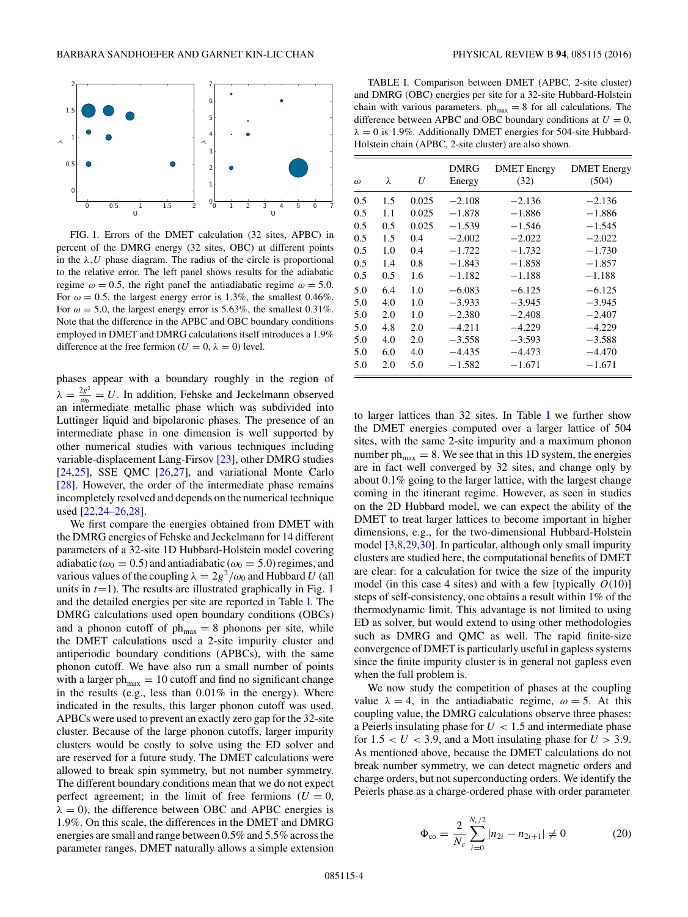2
1.5
1
0.5
0
λ
0 0.5 1 1.5 2
U

7
6
5
4
3
2
1
0
λ
0 1 2 3 4 5 6 7
U

FIG. 1. Errors of the DMET calculation (32 sites, APBC) in percent of the DMRG energy (32 sites, OBC) at different points in the $\lambda,U$ phase diagram. The radius of the circle is proportional to the relative error. The left panel shows results for the adiabatic regime $\omega = 0.5$, the right panel the antiadiabatic regime $\omega = 5.0$. For $\omega = 0.5$, the largest energy error is 1.3%, the smallest 0.46%. For $\omega = 5.0$, the largest energy error is 5.63%, the smallest 0.31%. Note that the difference in the APBC and OBC boundary conditions employed in DMET and DMRG calculations itself introduces a 1.9% difference at the free fermion ($U = 0$, $\lambda = 0$) level.

phases appear with a boundary roughly in the region of $\lambda = \frac{2g^2}{\omega_0} = U$. In addition, Fehske and Jeckelmann observed an intermediate metallic phase which was subdivided into Luttinger liquid and bipolaronic phases. The presence of an intermediate phase in one dimension is well supported by other numerical studies with various techniques including variable-displacement Lang-Firsov [23], other DMRG studies [24,25], SSE QMC [26,27], and variational Monte Carlo [28]. However, the order of the intermediate phase remains incompletely resolved and depends on the numerical technique used [22,24–26,28].

We first compare the energies obtained from DMET with the DMRG energies of Fehske and Jeckelmann for 14 different parameters of a 32-site 1D Hubbard-Holstein model covering adiabatic ($\omega_0 = 0.5$) and antiadiabatic ($\omega_0 = 5.0$) regimes, and various values of the coupling $\lambda = 2g^2/\omega_0$ and Hubbard $U$ (all units in $t$=1). The results are illustrated graphically in Fig. 1 and the detailed energies per site are reported in Table I. The DMRG calculations used open boundary conditions (OBCs) and a phonon cutoff of $\text{ph}_{\text{max}} = 8$ phonons per site, while the DMET calculations used a 2-site impurity cluster and antiperiodic boundary conditions (APBCs), with the same phonon cutoff. We have also run a small number of points with a larger $\text{ph}_{\text{max}} = 10$ cutoff and find no significant change in the results (e.g., less than 0.01% in the energy). Where indicated in the results, this larger phonon cutoff was used. APBCs were used to prevent an exactly zero gap for the 32-site cluster. Because of the large phonon cutoffs, larger impurity clusters would be costly to solve using the ED solver and are reserved for a future study. The DMET calculations were allowed to break spin symmetry, but not number symmetry. The different boundary conditions mean that we do not expect perfect agreement; in the limit of free fermions ($U = 0$, $\lambda = 0$), the difference between OBC and APBC energies is 1.9%. On this scale, the differences in the DMET and DMRG energies are small and range between 0.5% and 5.5% across the parameter ranges. DMET naturally allows a simple extension

TABLE I. Comparison between DMET (APBC, 2-site cluster) and DMRG (OBC) energies per site for a 32-site Hubbard-Holstein chain with various parameters. $\text{ph}_{\text{max}} = 8$ for all calculations. The difference between APBC and OBC boundary conditions at $U = 0$, $\lambda = 0$ is 1.9%. Additionally DMET energies for 504-site Hubbard-Holstein chain (APBC, 2-site cluster) are also shown.

| $\omega$ | $\lambda$ | $U$ | DMRG Energy | DMET Energy (32) | DMET Energy (504) |
|---|---|---|---|---|---|
| 0.5 | 1.5 | 0.025 | −2.108 | −2.136 | −2.136 |
| 0.5 | 1.1 | 0.025 | −1.878 | −1.886 | −1.886 |
| 0.5 | 0.5 | 0.025 | −1.539 | −1.546 | −1.545 |
| 0.5 | 1.5 | 0.4 | −2.002 | −2.022 | −2.022 |
| 0.5 | 1.0 | 0.4 | −1.722 | −1.732 | −1.730 |
| 0.5 | 1.4 | 0.8 | −1.843 | −1.858 | −1.857 |
| 0.5 | 0.5 | 1.6 | −1.182 | −1.188 | −1.188 |
| 5.0 | 6.4 | 1.0 | −6.083 | −6.125 | −6.125 |
| 5.0 | 4.0 | 1.0 | −3.933 | −3.945 | −3.945 |
| 5.0 | 2.0 | 1.0 | −2.380 | −2.408 | −2.407 |
| 5.0 | 4.8 | 2.0 | −4.211 | −4.229 | −4.229 |
| 5.0 | 4.0 | 2.0 | −3.558 | −3.593 | −3.588 |
| 5.0 | 6.0 | 4.0 | −4.435 | −4.473 | −4.470 |
| 5.0 | 2.0 | 5.0 | −1.582 | −1.671 | −1.671 |

to larger lattices than 32 sites. In Table I we further show the DMET energies computed over a larger lattice of 504 sites, with the same 2-site impurity and a maximum phonon number $\text{ph}_{\text{max}} = 8$. We see that in this 1D system, the energies are in fact well converged by 32 sites, and change only by about 0.1% going to the larger lattice, with the largest change coming in the itinerant regime. However, as seen in studies on the 2D Hubbard model, we can expect the ability of the DMET to treat larger lattices to become important in higher dimensions, e.g., for the two-dimensional Hubbard-Holstein model [3,8,29,30]. In particular, although only small impurity clusters are studied here, the computational benefits of DMET are clear: for a calculation for twice the size of the impurity model (in this case 4 sites) and with a few [typically $O(10)$] steps of self-consistency, one obtains a result within 1% of the thermodynamic limit. This advantage is not limited to using ED as solver, but would extend to using other methodologies such as DMRG and QMC as well. The rapid finite-size convergence of DMET is particularly useful in gapless systems since the finite impurity cluster is in general not gapless even when the full problem is.

We now study the competition of phases at the coupling value $\lambda = 4$, in the antiadiabatic regime, $\omega = 5$. At this coupling value, the DMRG calculations observe three phases: a Peierls insulating phase for $U < 1.5$ and intermediate phase for $1.5 < U < 3.9$, and a Mott insulating phase for $U > 3.9$. As mentioned above, because the DMET calculations do not break number symmetry, we can detect magnetic orders and charge orders, but not superconducting orders. We identify the Peierls phase as a charge-ordered phase with order parameter

$$\Phi_{\text{co}} = \frac{2}{N_c} \sum_{i=0}^{N_c/2} |n_{2i} - n_{2i+1}| \neq 0 \tag{20}$$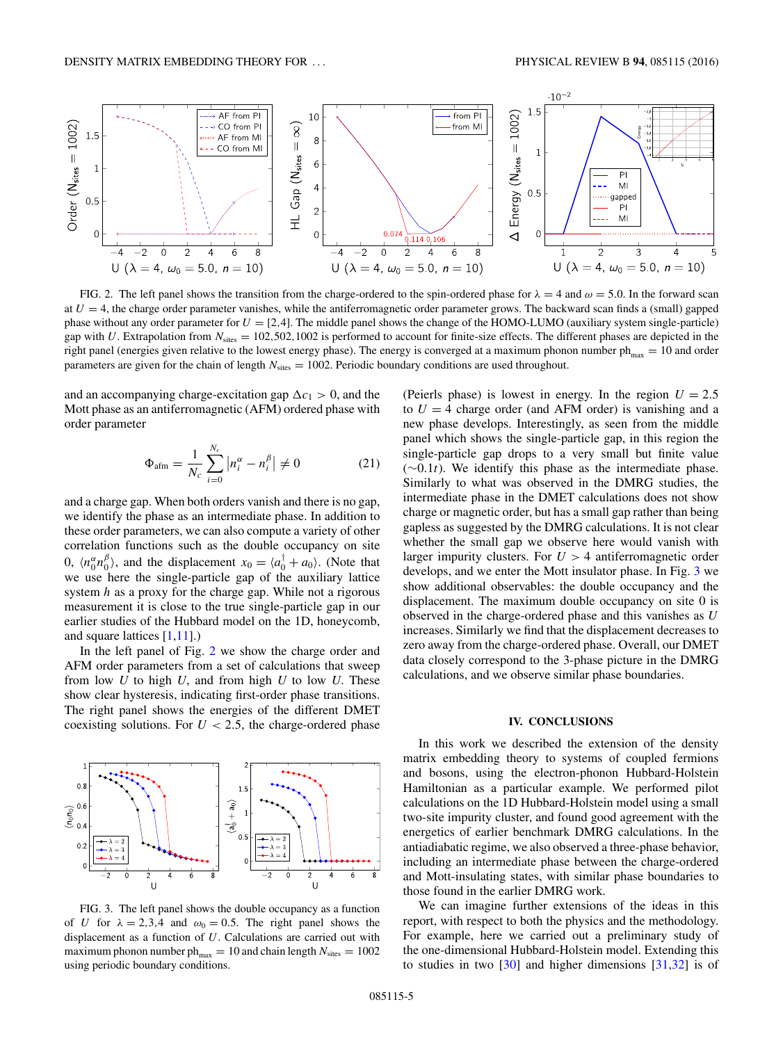Order ($N_{sites}$ = 1002)

1.5

1

0.5

0

−4 −2 0 2 4 6 8

U (λ = 4, $\omega_0$ = 5.0, n = 10)

AF from PI

CO from PI

AF from MI

CO from MI

HL Gap ($N_{sites}$ = ∞)

10

8

6

4

2

0

−4 −2 0 2 4 6 8

U (λ = 4, $\omega_0$ = 5.0, n = 10)

from PI

from MI

0.074

0.114 0.106

Δ Energy ($N_{sites}$ = 1002)

$\cdot 10^{-2}$

1.5

1

0.5

0

1 2 3 4 5

U (λ = 4, $\omega_0$ = 5.0, n = 10)

PI

MI

gapped

PI

MI

FIG. 2. The left panel shows the transition from the charge-ordered to the spin-ordered phase for $\lambda = 4$ and $\omega = 5.0$. In the forward scan at $U = 4$, the charge order parameter vanishes, while the antiferromagnetic order parameter grows. The backward scan finds a (small) gapped phase without any order parameter for $U = [2,4]$. The middle panel shows the change of the HOMO-LUMO (auxiliary system single-particle) gap with $U$. Extrapolation from $N_{sites} = 102, 502, 1002$ is performed to account for finite-size effects. The different phases are depicted in the right panel (energies given relative to the lowest energy phase). The energy is converged at a maximum phonon number $ph_{max} = 10$ and order parameters are given for the chain of length $N_{sites} = 1002$. Periodic boundary conditions are used throughout.

and an accompanying charge-excitation gap $\Delta c_1 > 0$, and the Mott phase as an antiferromagnetic (AFM) ordered phase with order parameter

$$\Phi_{afm} = \frac{1}{N_c}\sum_{i=0}^{N_c}\left|n_i^{\alpha} - n_i^{\beta}\right| \neq 0 \tag{21}$$

and a charge gap. When both orders vanish and there is no gap, we identify the phase as an intermediate phase. In addition to these order parameters, we can also compute a variety of other correlation functions such as the double occupancy on site 0, $\langle n_0^{\alpha} n_0^{\beta}\rangle$, and the displacement $x_0 = \langle a_0^{\dagger} + a_0\rangle$. (Note that we use here the single-particle gap of the auxiliary lattice system $h$ as a proxy for the charge gap. While not a rigorous measurement it is close to the true single-particle gap in our earlier studies of the Hubbard model on the 1D, honeycomb, and square lattices [1,11].)

In the left panel of Fig. 2 we show the charge order and AFM order parameters from a set of calculations that sweep from low $U$ to high $U$, and from high $U$ to low $U$. These show clear hysteresis, indicating first-order phase transitions. The right panel shows the energies of the different DMET coexisting solutions. For $U < 2.5$, the charge-ordered phase (Peierls phase) is lowest in energy. In the region $U = 2.5$ to $U = 4$ charge order (and AFM order) is vanishing and a new phase develops. Interestingly, as seen from the middle panel which shows the single-particle gap, in this region the single-particle gap drops to a very small but finite value ($\sim 0.1t$). We identify this phase as the intermediate phase. Similarly to what was observed in the DMRG studies, the intermediate phase in the DMET calculations does not show charge or magnetic order, but has a small gap rather than being gapless as suggested by the DMRG calculations. It is not clear whether the small gap we observe here would vanish with larger impurity clusters. For $U > 4$ antiferromagnetic order develops, and we enter the Mott insulator phase. In Fig. 3 we show additional observables: the double occupancy and the displacement. The maximum double occupancy on site 0 is observed in the charge-ordered phase and this vanishes as $U$ increases. Similarly we find that the displacement decreases to zero away from the charge-ordered phase. Overall, our DMET data closely correspond to the 3-phase picture in the DMRG calculations, and we observe similar phase boundaries.

$\langle n_0 n_0\rangle$

1

0.8

0.6

0.4

0.2

0

−2 0 2 4 6 8

U

λ = 2

λ = 3

λ = 4

$\langle a_0^{\dagger} + a_0\rangle$

2

1.5

1

0.5

0

−2 0 2 4 6 8

U

λ = 2

λ = 3

λ = 4

FIG. 3. The left panel shows the double occupancy as a function of $U$ for $\lambda = 2,3,4$ and $\omega_0 = 0.5$. The right panel shows the displacement as a function of $U$. Calculations are carried out using maximum phonon number $ph_{max} = 10$ and chain length $N_{sites} = 1002$ using periodic boundary conditions.

## IV. CONCLUSIONS

In this work we described the extension of the density matrix embedding theory to systems of coupled fermions and bosons, using the electron-phonon Hubbard-Holstein Hamiltonian as a particular example. We performed pilot calculations on the 1D Hubbard-Holstein model using a small two-site impurity cluster, and found good agreement with the energetics of earlier benchmark DMRG calculations. In the antiadiabatic regime, we also observed a three-phase behavior, including an intermediate phase between the charge-ordered and Mott-insulating states, with similar phase boundaries to those found in the earlier DMRG work.

We can imagine further extensions of the ideas in this report, with respect to both the physics and the methodology. For example, here we carried out a preliminary study of the one-dimensional Hubbard-Holstein model. Extending this to studies in two [30] and higher dimensions [31,32] is of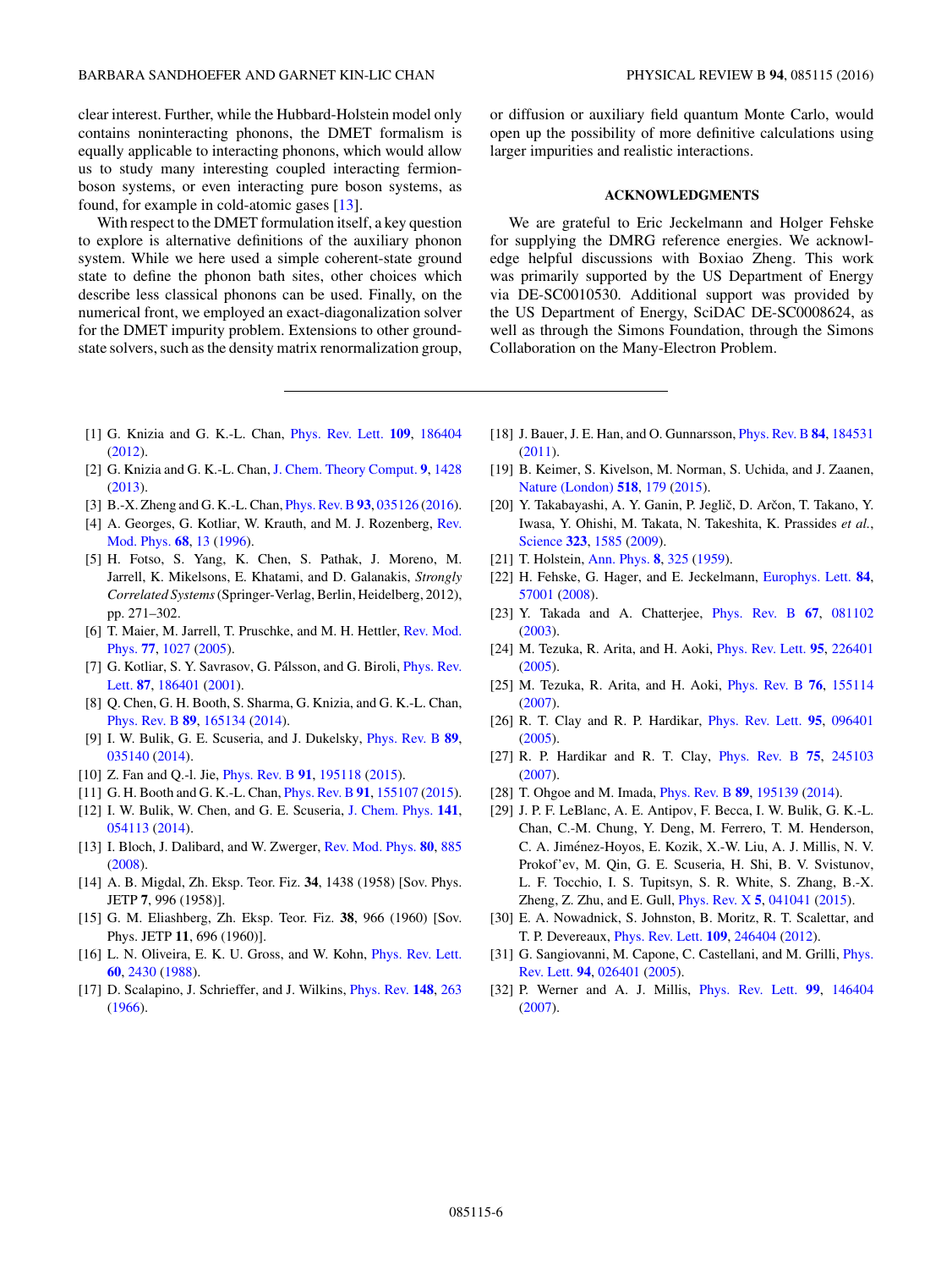clear interest. Further, while the Hubbard-Holstein model only contains noninteracting phonons, the DMET formalism is equally applicable to interacting phonons, which would allow us to study many interesting coupled interacting fermion-boson systems, or even interacting pure boson systems, as found, for example in cold-atomic gases [13].

With respect to the DMET formulation itself, a key question to explore is alternative definitions of the auxiliary phonon system. While we here used a simple coherent-state ground state to define the phonon bath sites, other choices which describe less classical phonons can be used. Finally, on the numerical front, we employed an exact-diagonalization solver for the DMET impurity problem. Extensions to other ground-state solvers, such as the density matrix renormalization group, or diffusion or auxiliary field quantum Monte Carlo, would open up the possibility of more definitive calculations using larger impurities and realistic interactions.

## ACKNOWLEDGMENTS

We are grateful to Eric Jeckelmann and Holger Fehske for supplying the DMRG reference energies. We acknowledge helpful discussions with Boxiao Zheng. This work was primarily supported by the US Department of Energy via DE-SC0010530. Additional support was provided by the US Department of Energy, SciDAC DE-SC0008624, as well as through the Simons Foundation, through the Simons Collaboration on the Many-Electron Problem.

---

[1] G. Knizia and G. K.-L. Chan, Phys. Rev. Lett. **109**, 186404 (2012).

[2] G. Knizia and G. K.-L. Chan, J. Chem. Theory Comput. **9**, 1428 (2013).

[3] B.-X. Zheng and G. K.-L. Chan, Phys. Rev. B **93**, 035126 (2016).

[4] A. Georges, G. Kotliar, W. Krauth, and M. J. Rozenberg, Rev. Mod. Phys. **68**, 13 (1996).

[5] H. Fotso, S. Yang, K. Chen, S. Pathak, J. Moreno, M. Jarrell, K. Mikelsons, E. Khatami, and D. Galanakis, *Strongly Correlated Systems* (Springer-Verlag, Berlin, Heidelberg, 2012), pp. 271–302.

[6] T. Maier, M. Jarrell, T. Pruschke, and M. H. Hettler, Rev. Mod. Phys. **77**, 1027 (2005).

[7] G. Kotliar, S. Y. Savrasov, G. Pálsson, and G. Biroli, Phys. Rev. Lett. **87**, 186401 (2001).

[8] Q. Chen, G. H. Booth, S. Sharma, G. Knizia, and G. K.-L. Chan, Phys. Rev. B **89**, 165134 (2014).

[9] I. W. Bulik, G. E. Scuseria, and J. Dukelsky, Phys. Rev. B **89**, 035140 (2014).

[10] Z. Fan and Q.-l. Jie, Phys. Rev. B **91**, 195118 (2015).

[11] G. H. Booth and G. K.-L. Chan, Phys. Rev. B **91**, 155107 (2015).

[12] I. W. Bulik, W. Chen, and G. E. Scuseria, J. Chem. Phys. **141**, 054113 (2014).

[13] I. Bloch, J. Dalibard, and W. Zwerger, Rev. Mod. Phys. **80**, 885 (2008).

[14] A. B. Migdal, Zh. Eksp. Teor. Fiz. **34**, 1438 (1958) [Sov. Phys. JETP **7**, 996 (1958)].

[15] G. M. Eliashberg, Zh. Eksp. Teor. Fiz. **38**, 966 (1960) [Sov. Phys. JETP **11**, 696 (1960)].

[16] L. N. Oliveira, E. K. U. Gross, and W. Kohn, Phys. Rev. Lett. **60**, 2430 (1988).

[17] D. Scalapino, J. Schrieffer, and J. Wilkins, Phys. Rev. **148**, 263 (1966).

[18] J. Bauer, J. E. Han, and O. Gunnarsson, Phys. Rev. B **84**, 184531 (2011).

[19] B. Keimer, S. Kivelson, M. Norman, S. Uchida, and J. Zaanen, Nature (London) **518**, 179 (2015).

[20] Y. Takabayashi, A. Y. Ganin, P. Jeglič, D. Arčon, T. Takano, Y. Iwasa, Y. Ohishi, M. Takata, N. Takeshita, K. Prassides *et al.*, Science **323**, 1585 (2009).

[21] T. Holstein, Ann. Phys. **8**, 325 (1959).

[22] H. Fehske, G. Hager, and E. Jeckelmann, Europhys. Lett. **84**, 57001 (2008).

[23] Y. Takada and A. Chatterjee, Phys. Rev. B **67**, 081102 (2003).

[24] M. Tezuka, R. Arita, and H. Aoki, Phys. Rev. Lett. **95**, 226401 (2005).

[25] M. Tezuka, R. Arita, and H. Aoki, Phys. Rev. B **76**, 155114 (2007).

[26] R. T. Clay and R. P. Hardikar, Phys. Rev. Lett. **95**, 096401 (2005).

[27] R. P. Hardikar and R. T. Clay, Phys. Rev. B **75**, 245103 (2007).

[28] T. Ohgoe and M. Imada, Phys. Rev. B **89**, 195139 (2014).

[29] J. P. F. LeBlanc, A. E. Antipov, F. Becca, I. W. Bulik, G. K.-L. Chan, C.-M. Chung, Y. Deng, M. Ferrero, T. M. Henderson, C. A. Jiménez-Hoyos, E. Kozik, X.-W. Liu, A. J. Millis, N. V. Prokof'ev, M. Qin, G. E. Scuseria, H. Shi, B. V. Svistunov, L. F. Tocchio, I. S. Tupitsyn, S. R. White, S. Zhang, B.-X. Zheng, Z. Zhu, and E. Gull, Phys. Rev. X **5**, 041041 (2015).

[30] E. A. Nowadnick, S. Johnston, B. Moritz, R. T. Scalettar, and T. P. Devereaux, Phys. Rev. Lett. **109**, 246404 (2012).

[31] G. Sangiovanni, M. Capone, C. Castellani, and M. Grilli, Phys. Rev. Lett. **94**, 026401 (2005).

[32] P. Werner and A. J. Millis, Phys. Rev. Lett. **99**, 146404 (2007).